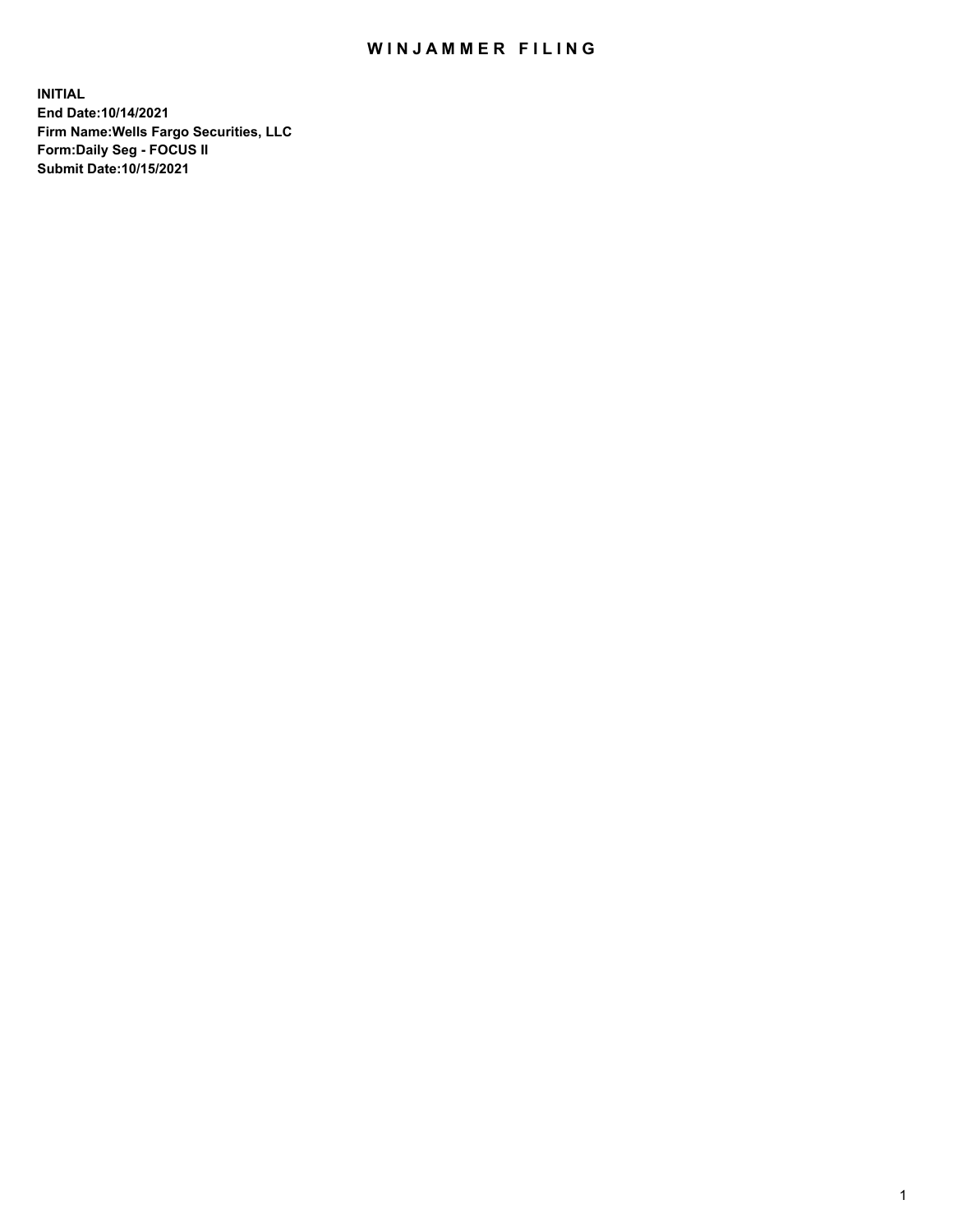# WINJAMMER FILING

**INITIAL**
**End Date:10/14/2021**
**Firm Name:Wells Fargo Securities, LLC**
**Form:Daily Seg - FOCUS II**
**Submit Date:10/15/2021**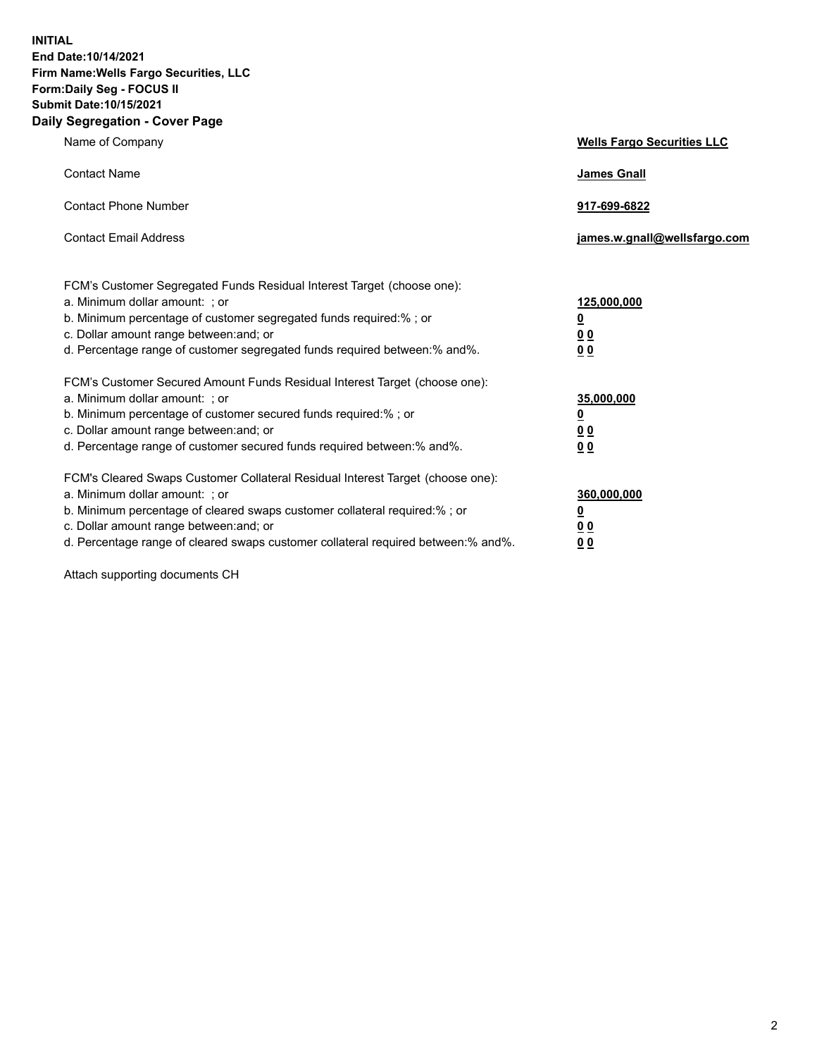**INITIAL**
**End Date:10/14/2021**
**Firm Name:Wells Fargo Securities, LLC**
**Form:Daily Seg - FOCUS II**
**Submit Date:10/15/2021**

## Daily Segregation - Cover Page

| | |
|---|---|
| Name of Company | **Wells Fargo Securities LLC** |
| Contact Name | **James Gnall** |
| Contact Phone Number | **917-699-6822** |
| Contact Email Address | **james.w.gnall@wellsfargo.com** |

| | |
|---|---|
| FCM's Customer Segregated Funds Residual Interest Target (choose one): | |
| a. Minimum dollar amount: ; or | **125,000,000** |
| b. Minimum percentage of customer segregated funds required:% ; or | **0** |
| c. Dollar amount range between:and; or | **0 0** |
| d. Percentage range of customer segregated funds required between:% and%. | **0 0** |

| | |
|---|---|
| FCM's Customer Secured Amount Funds Residual Interest Target (choose one): | |
| a. Minimum dollar amount: ; or | **35,000,000** |
| b. Minimum percentage of customer secured funds required:% ; or | **0** |
| c. Dollar amount range between:and; or | **0 0** |
| d. Percentage range of customer secured funds required between:% and%. | **0 0** |

| | |
|---|---|
| FCM's Cleared Swaps Customer Collateral Residual Interest Target (choose one): | |
| a. Minimum dollar amount: ; or | **360,000,000** |
| b. Minimum percentage of cleared swaps customer collateral required:% ; or | **0** |
| c. Dollar amount range between:and; or | **0 0** |
| d. Percentage range of cleared swaps customer collateral required between:% and%. | **0 0** |

Attach supporting documents CH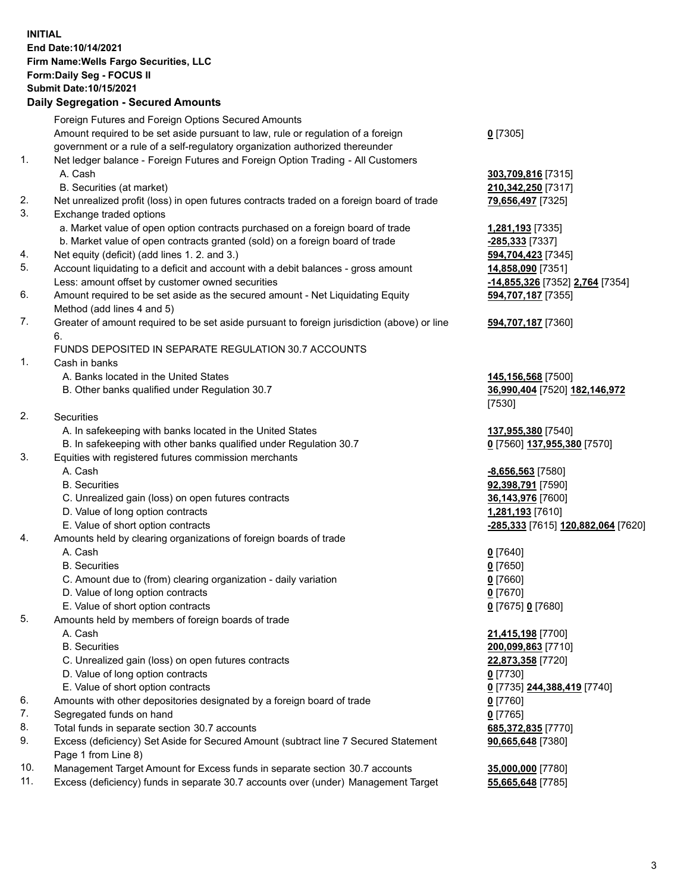**INITIAL**
**End Date:10/14/2021**
**Firm Name:Wells Fargo Securities, LLC**
**Form:Daily Seg - FOCUS II**
**Submit Date:10/15/2021**

## Daily Segregation - Secured Amounts

| | | |
|---|---|---|
| | Foreign Futures and Foreign Options Secured Amounts | |
| | Amount required to be set aside pursuant to law, rule or regulation of a foreign government or a rule of a self-regulatory organization authorized thereunder | **0** [7305] |
| 1. | Net ledger balance - Foreign Futures and Foreign Option Trading - All Customers | |
| | A. Cash | **303,709,816** [7315] |
| | B. Securities (at market) | **210,342,250** [7317] |
| 2. | Net unrealized profit (loss) in open futures contracts traded on a foreign board of trade | **79,656,497** [7325] |
| 3. | Exchange traded options | |
| | a. Market value of open option contracts purchased on a foreign board of trade | **1,281,193** [7335] |
| | b. Market value of open contracts granted (sold) on a foreign board of trade | **-285,333** [7337] |
| 4. | Net equity (deficit) (add lines 1. 2. and 3.) | **594,704,423** [7345] |
| 5. | Account liquidating to a deficit and account with a debit balances - gross amount | **14,858,090** [7351] |
| | Less: amount offset by customer owned securities | **-14,855,326** [7352] **2,764** [7354] |
| 6. | Amount required to be set aside as the secured amount - Net Liquidating Equity Method (add lines 4 and 5) | **594,707,187** [7355] |
| 7. | Greater of amount required to be set aside pursuant to foreign jurisdiction (above) or line 6. | **594,707,187** [7360] |
| | FUNDS DEPOSITED IN SEPARATE REGULATION 30.7 ACCOUNTS | |
| 1. | Cash in banks | |
| | A. Banks located in the United States | **145,156,568** [7500] |
| | B. Other banks qualified under Regulation 30.7 | **36,990,404** [7520] **182,146,972** [7530] |
| 2. | Securities | |
| | A. In safekeeping with banks located in the United States | **137,955,380** [7540] |
| | B. In safekeeping with other banks qualified under Regulation 30.7 | **0** [7560] **137,955,380** [7570] |
| 3. | Equities with registered futures commission merchants | |
| | A. Cash | **-8,656,563** [7580] |
| | B. Securities | **92,398,791** [7590] |
| | C. Unrealized gain (loss) on open futures contracts | **36,143,976** [7600] |
| | D. Value of long option contracts | **1,281,193** [7610] |
| | E. Value of short option contracts | **-285,333** [7615] **120,882,064** [7620] |
| 4. | Amounts held by clearing organizations of foreign boards of trade | |
| | A. Cash | **0** [7640] |
| | B. Securities | **0** [7650] |
| | C. Amount due to (from) clearing organization - daily variation | **0** [7660] |
| | D. Value of long option contracts | **0** [7670] |
| | E. Value of short option contracts | **0** [7675] **0** [7680] |
| 5. | Amounts held by members of foreign boards of trade | |
| | A. Cash | **21,415,198** [7700] |
| | B. Securities | **200,099,863** [7710] |
| | C. Unrealized gain (loss) on open futures contracts | **22,873,358** [7720] |
| | D. Value of long option contracts | **0** [7730] |
| | E. Value of short option contracts | **0** [7735] **244,388,419** [7740] |
| 6. | Amounts with other depositories designated by a foreign board of trade | **0** [7760] |
| 7. | Segregated funds on hand | **0** [7765] |
| 8. | Total funds in separate section 30.7 accounts | **685,372,835** [7770] |
| 9. | Excess (deficiency) Set Aside for Secured Amount (subtract line 7 Secured Statement Page 1 from Line 8) | **90,665,648** [7380] |
| 10. | Management Target Amount for Excess funds in separate section 30.7 accounts | **35,000,000** [7780] |
| 11. | Excess (deficiency) funds in separate 30.7 accounts over (under) Management Target | **55,665,648** [7785] |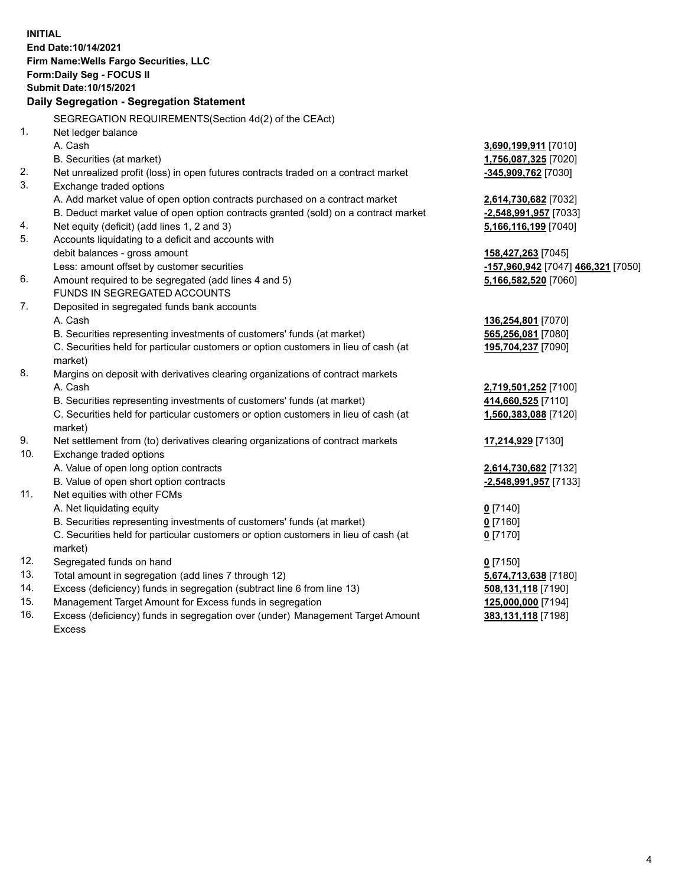**INITIAL**
**End Date:10/14/2021**
**Firm Name:Wells Fargo Securities, LLC**
**Form:Daily Seg - FOCUS II**
**Submit Date:10/15/2021**

## Daily Segregation - Segregation Statement

| | | |
|---|---|---|
| | SEGREGATION REQUIREMENTS(Section 4d(2) of the CEAct) | |
| 1. | Net ledger balance | |
| | A. Cash | **3,690,199,911** [7010] |
| | B. Securities (at market) | **1,756,087,325** [7020] |
| 2. | Net unrealized profit (loss) in open futures contracts traded on a contract market | **-345,909,762** [7030] |
| 3. | Exchange traded options | |
| | A. Add market value of open option contracts purchased on a contract market | **2,614,730,682** [7032] |
| | B. Deduct market value of open option contracts granted (sold) on a contract market | **-2,548,991,957** [7033] |
| 4. | Net equity (deficit) (add lines 1, 2 and 3) | **5,166,116,199** [7040] |
| 5. | Accounts liquidating to a deficit and accounts with | |
| | debit balances - gross amount | **158,427,263** [7045] |
| | Less: amount offset by customer securities | **-157,960,942** [7047] **466,321** [7050] |
| 6. | Amount required to be segregated (add lines 4 and 5) | **5,166,582,520** [7060] |
| | FUNDS IN SEGREGATED ACCOUNTS | |
| 7. | Deposited in segregated funds bank accounts | |
| | A. Cash | **136,254,801** [7070] |
| | B. Securities representing investments of customers' funds (at market) | **565,256,081** [7080] |
| | C. Securities held for particular customers or option customers in lieu of cash (at market) | **195,704,237** [7090] |
| 8. | Margins on deposit with derivatives clearing organizations of contract markets | |
| | A. Cash | **2,719,501,252** [7100] |
| | B. Securities representing investments of customers' funds (at market) | **414,660,525** [7110] |
| | C. Securities held for particular customers or option customers in lieu of cash (at market) | **1,560,383,088** [7120] |
| 9. | Net settlement from (to) derivatives clearing organizations of contract markets | **17,214,929** [7130] |
| 10. | Exchange traded options | |
| | A. Value of open long option contracts | **2,614,730,682** [7132] |
| | B. Value of open short option contracts | **-2,548,991,957** [7133] |
| 11. | Net equities with other FCMs | |
| | A. Net liquidating equity | **0** [7140] |
| | B. Securities representing investments of customers' funds (at market) | **0** [7160] |
| | C. Securities held for particular customers or option customers in lieu of cash (at market) | **0** [7170] |
| 12. | Segregated funds on hand | **0** [7150] |
| 13. | Total amount in segregation (add lines 7 through 12) | **5,674,713,638** [7180] |
| 14. | Excess (deficiency) funds in segregation (subtract line 6 from line 13) | **508,131,118** [7190] |
| 15. | Management Target Amount for Excess funds in segregation | **125,000,000** [7194] |
| 16. | Excess (deficiency) funds in segregation over (under) Management Target Amount Excess | **383,131,118** [7198] |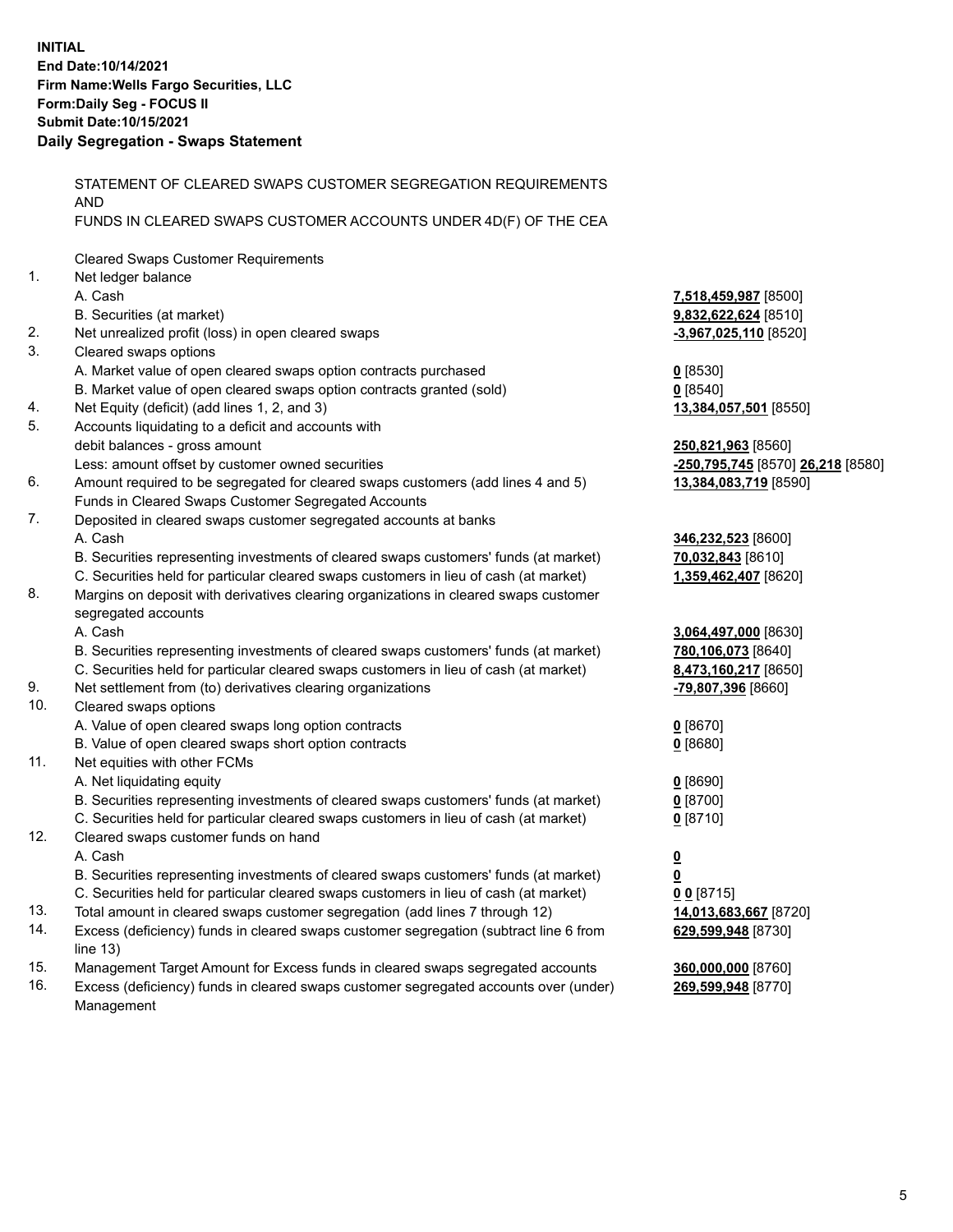**INITIAL**
**End Date:10/14/2021**
**Firm Name:Wells Fargo Securities, LLC**
**Form:Daily Seg - FOCUS II**
**Submit Date:10/15/2021**
**Daily Segregation - Swaps Statement**

STATEMENT OF CLEARED SWAPS CUSTOMER SEGREGATION REQUIREMENTS AND FUNDS IN CLEARED SWAPS CUSTOMER ACCOUNTS UNDER 4D(F) OF THE CEA

| | | |
|---|---|---|
| | Cleared Swaps Customer Requirements | |
| 1. | Net ledger balance | |
| | A. Cash | **7,518,459,987** [8500] |
| | B. Securities (at market) | **9,832,622,624** [8510] |
| 2. | Net unrealized profit (loss) in open cleared swaps | **-3,967,025,110** [8520] |
| 3. | Cleared swaps options | |
| | A. Market value of open cleared swaps option contracts purchased | **0** [8530] |
| | B. Market value of open cleared swaps option contracts granted (sold) | **0** [8540] |
| 4. | Net Equity (deficit) (add lines 1, 2, and 3) | **13,384,057,501** [8550] |
| 5. | Accounts liquidating to a deficit and accounts with debit balances - gross amount | **250,821,963** [8560] |
| | Less: amount offset by customer owned securities | **-250,795,745** [8570] **26,218** [8580] |
| 6. | Amount required to be segregated for cleared swaps customers (add lines 4 and 5) | **13,384,083,719** [8590] |
| | Funds in Cleared Swaps Customer Segregated Accounts | |
| 7. | Deposited in cleared swaps customer segregated accounts at banks | |
| | A. Cash | **346,232,523** [8600] |
| | B. Securities representing investments of cleared swaps customers' funds (at market) | **70,032,843** [8610] |
| | C. Securities held for particular cleared swaps customers in lieu of cash (at market) | **1,359,462,407** [8620] |
| 8. | Margins on deposit with derivatives clearing organizations in cleared swaps customer segregated accounts | |
| | A. Cash | **3,064,497,000** [8630] |
| | B. Securities representing investments of cleared swaps customers' funds (at market) | **780,106,073** [8640] |
| | C. Securities held for particular cleared swaps customers in lieu of cash (at market) | **8,473,160,217** [8650] |
| 9. | Net settlement from (to) derivatives clearing organizations | **-79,807,396** [8660] |
| 10. | Cleared swaps options | |
| | A. Value of open cleared swaps long option contracts | **0** [8670] |
| | B. Value of open cleared swaps short option contracts | **0** [8680] |
| 11. | Net equities with other FCMs | |
| | A. Net liquidating equity | **0** [8690] |
| | B. Securities representing investments of cleared swaps customers' funds (at market) | **0** [8700] |
| | C. Securities held for particular cleared swaps customers in lieu of cash (at market) | **0** [8710] |
| 12. | Cleared swaps customer funds on hand | |
| | A. Cash | **0** |
| | B. Securities representing investments of cleared swaps customers' funds (at market) | **0** |
| | C. Securities held for particular cleared swaps customers in lieu of cash (at market) | **0** **0** [8715] |
| 13. | Total amount in cleared swaps customer segregation (add lines 7 through 12) | **14,013,683,667** [8720] |
| 14. | Excess (deficiency) funds in cleared swaps customer segregation (subtract line 6 from line 13) | **629,599,948** [8730] |
| 15. | Management Target Amount for Excess funds in cleared swaps segregated accounts | **360,000,000** [8760] |
| 16. | Excess (deficiency) funds in cleared swaps customer segregated accounts over (under) Management | **269,599,948** [8770] |